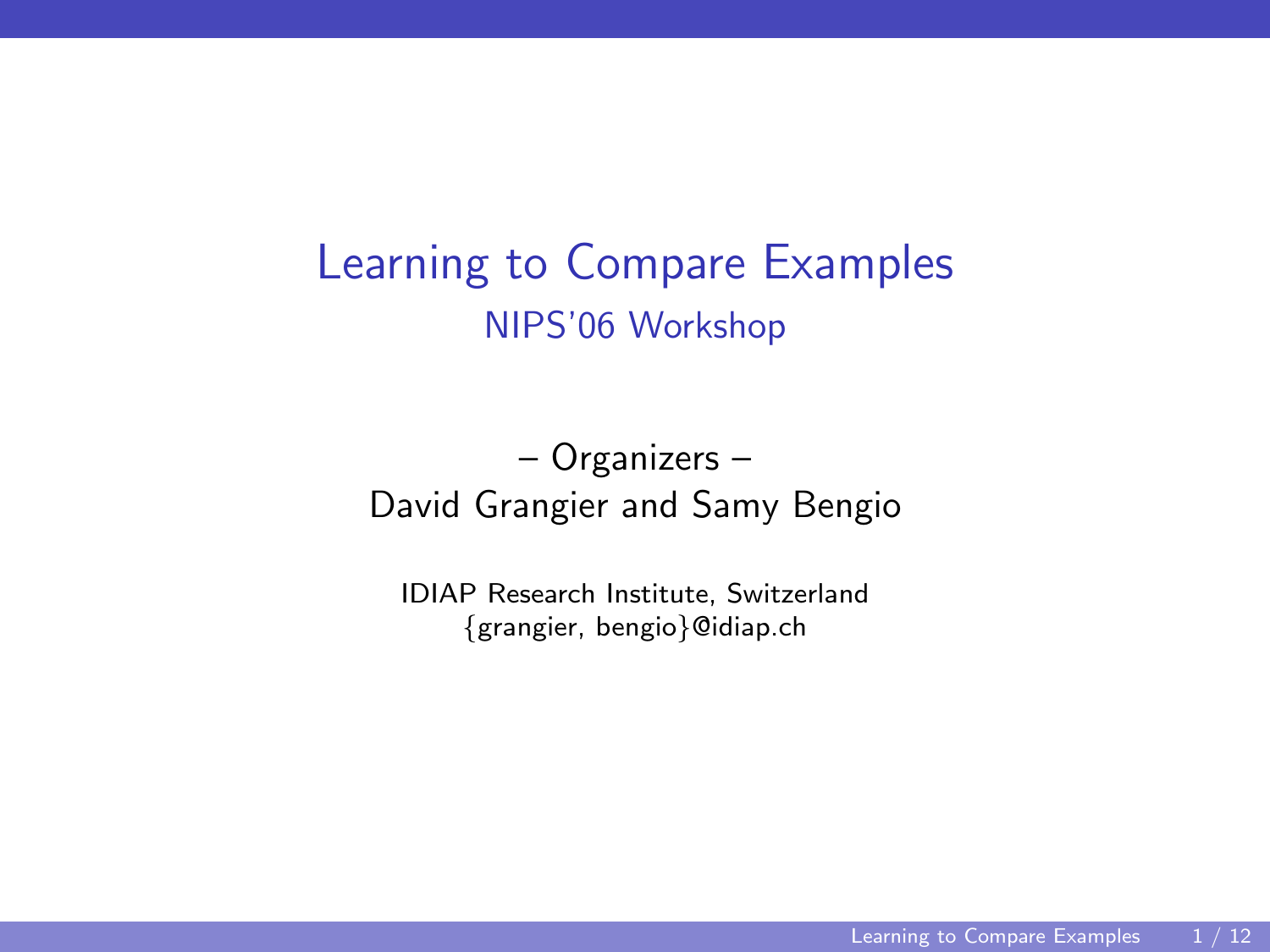# Learning to Compare Examples

## NIPS'06 Workshop

– Organizers –

David Grangier and Samy Bengio

IDIAP Research Institute, Switzerland

{grangier, bengio}@idiap.ch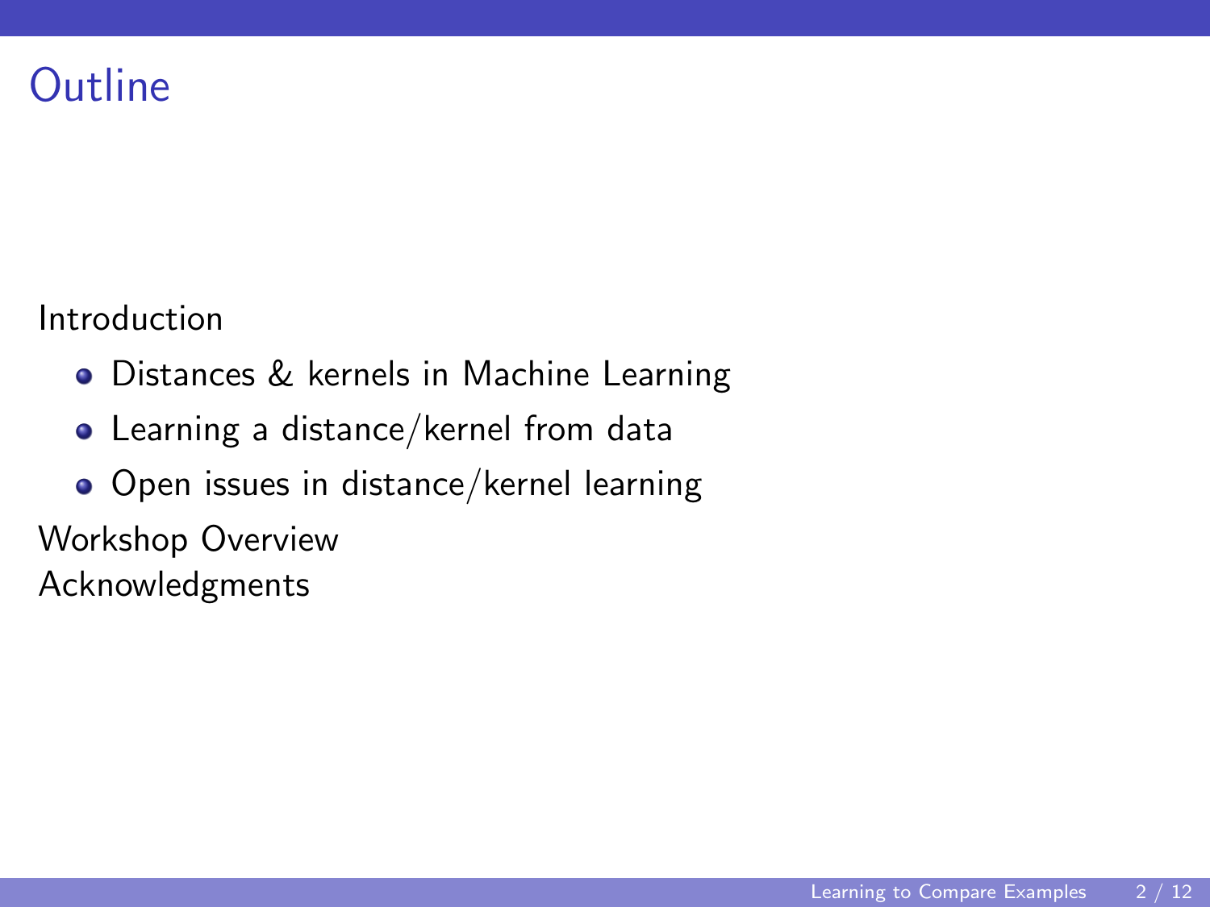# Outline

Introduction

- Distances & kernels in Machine Learning
- Learning a distance/kernel from data
- Open issues in distance/kernel learning

Workshop Overview

Acknowledgments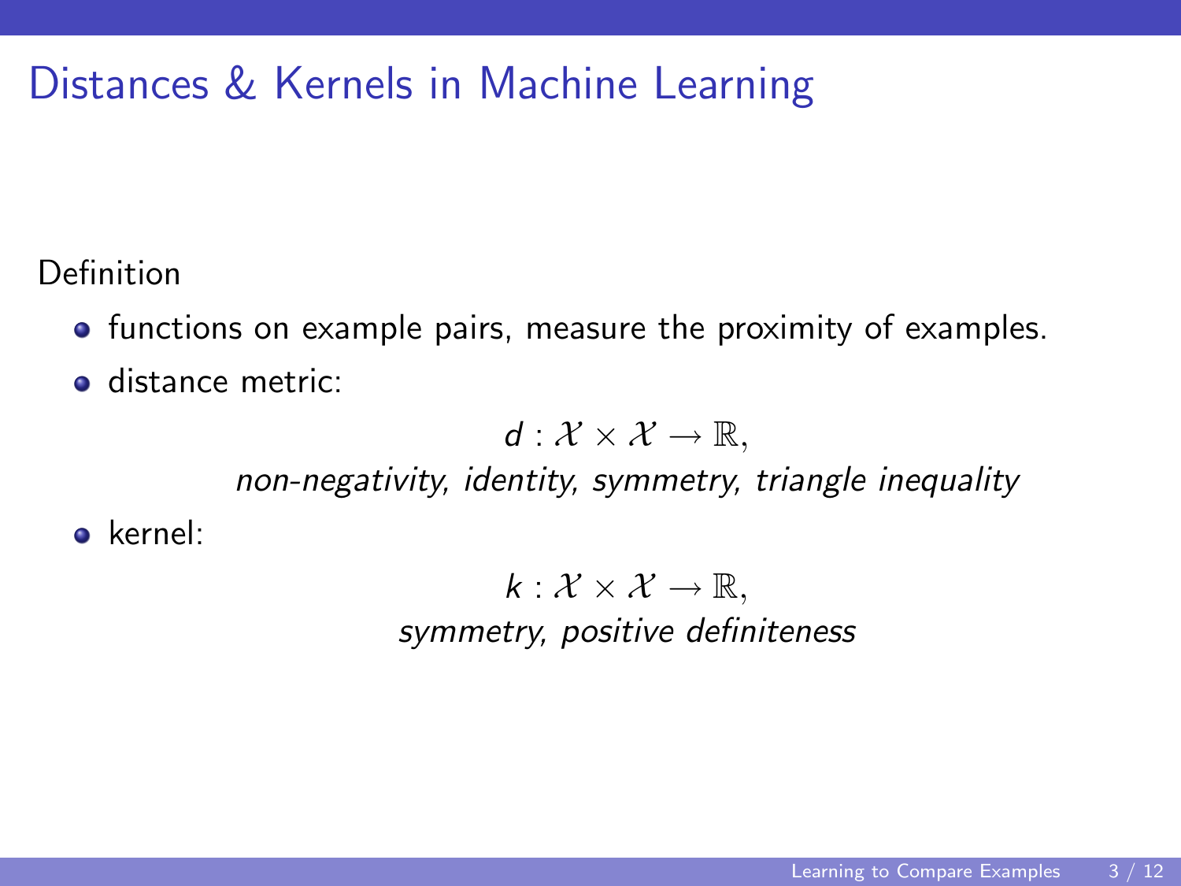# Distances & Kernels in Machine Learning

Definition

- functions on example pairs, measure the proximity of examples.
- distance metric:

$$d : \mathcal{X} \times \mathcal{X} \rightarrow \mathbb{R},$$

*non-negativity, identity, symmetry, triangle inequality*

- kernel:

$$k : \mathcal{X} \times \mathcal{X} \rightarrow \mathbb{R},$$

*symmetry, positive definiteness*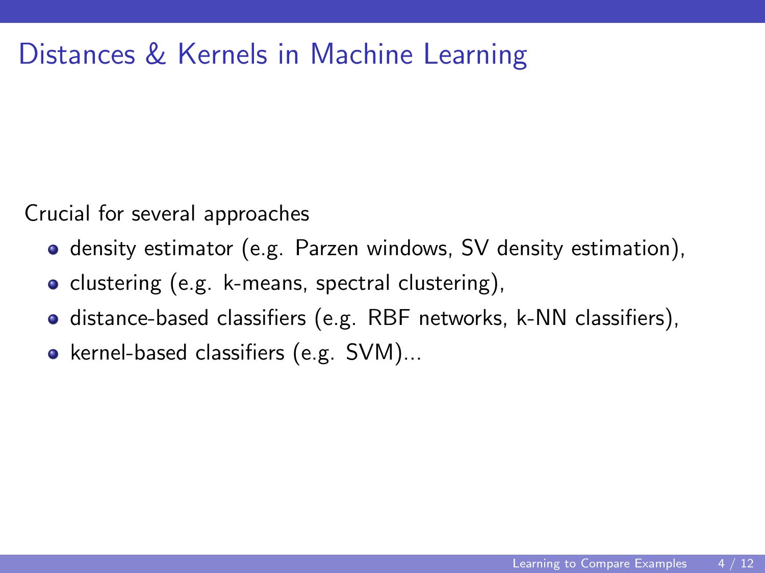# Distances & Kernels in Machine Learning

Crucial for several approaches

- density estimator (e.g. Parzen windows, SV density estimation),
- clustering (e.g. k-means, spectral clustering),
- distance-based classifiers (e.g. RBF networks, k-NN classifiers),
- kernel-based classifiers (e.g. SVM)...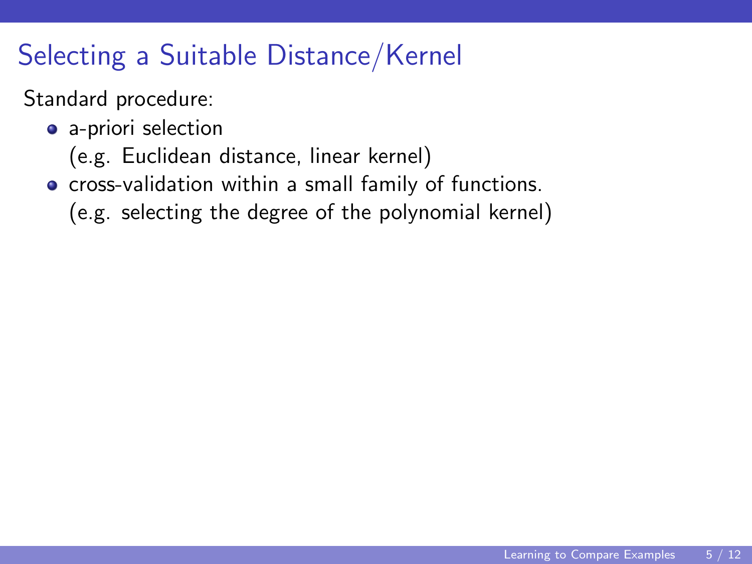# Selecting a Suitable Distance/Kernel

Standard procedure:

- a-priori selection
  (e.g. Euclidean distance, linear kernel)
- cross-validation within a small family of functions.
  (e.g. selecting the degree of the polynomial kernel)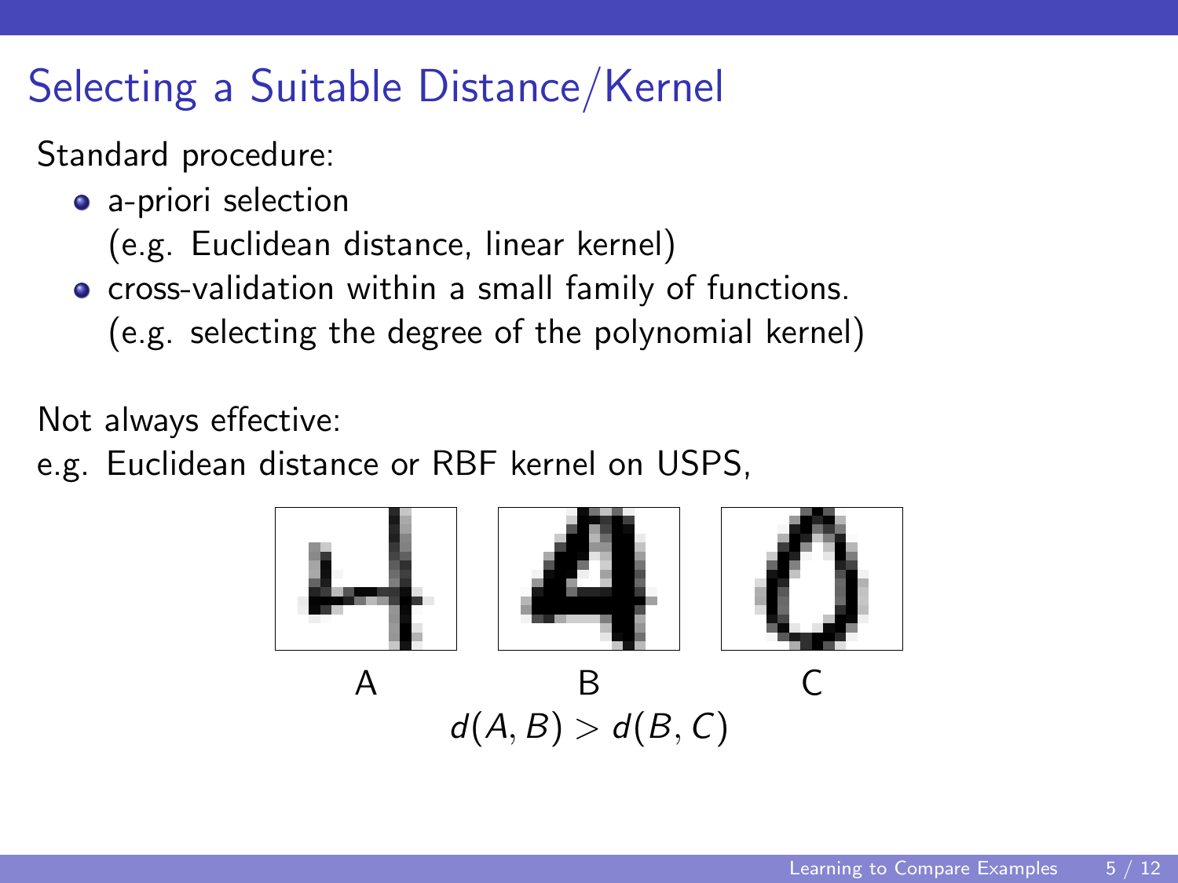# Selecting a Suitable Distance/Kernel

Standard procedure:

- a-priori selection
  (e.g. Euclidean distance, linear kernel)
- cross-validation within a small family of functions.
  (e.g. selecting the degree of the polynomial kernel)

Not always effective:

e.g. Euclidean distance or RBF kernel on USPS,

A B C

$$d(A, B) > d(B, C)$$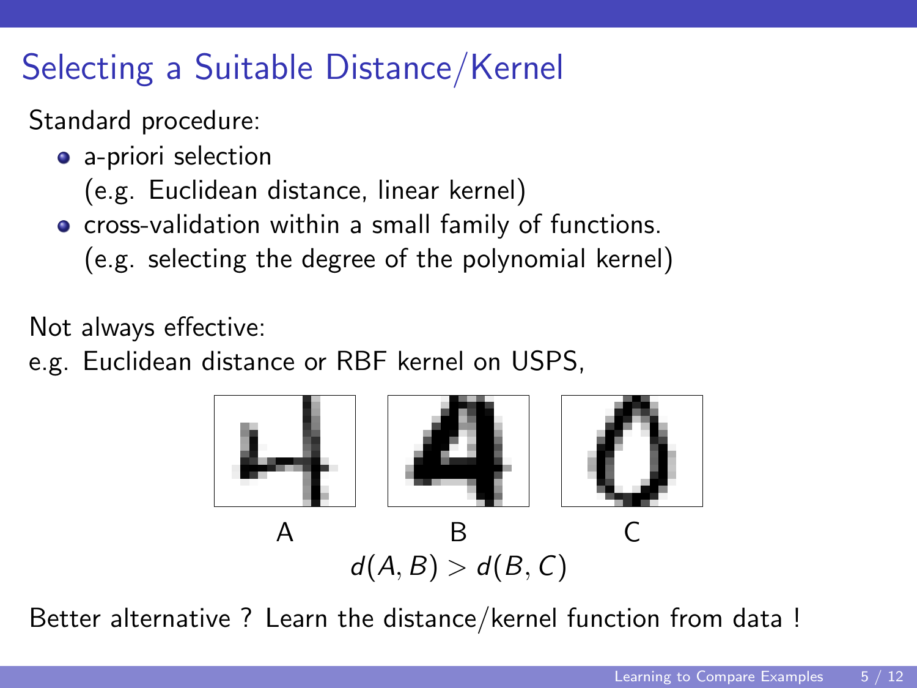# Selecting a Suitable Distance/Kernel

Standard procedure:

- a-priori selection
  (e.g. Euclidean distance, linear kernel)
- cross-validation within a small family of functions.
  (e.g. selecting the degree of the polynomial kernel)

Not always effective:
e.g. Euclidean distance or RBF kernel on USPS,

A B C

$$d(A, B) > d(B, C)$$

Better alternative ? Learn the distance/kernel function from data !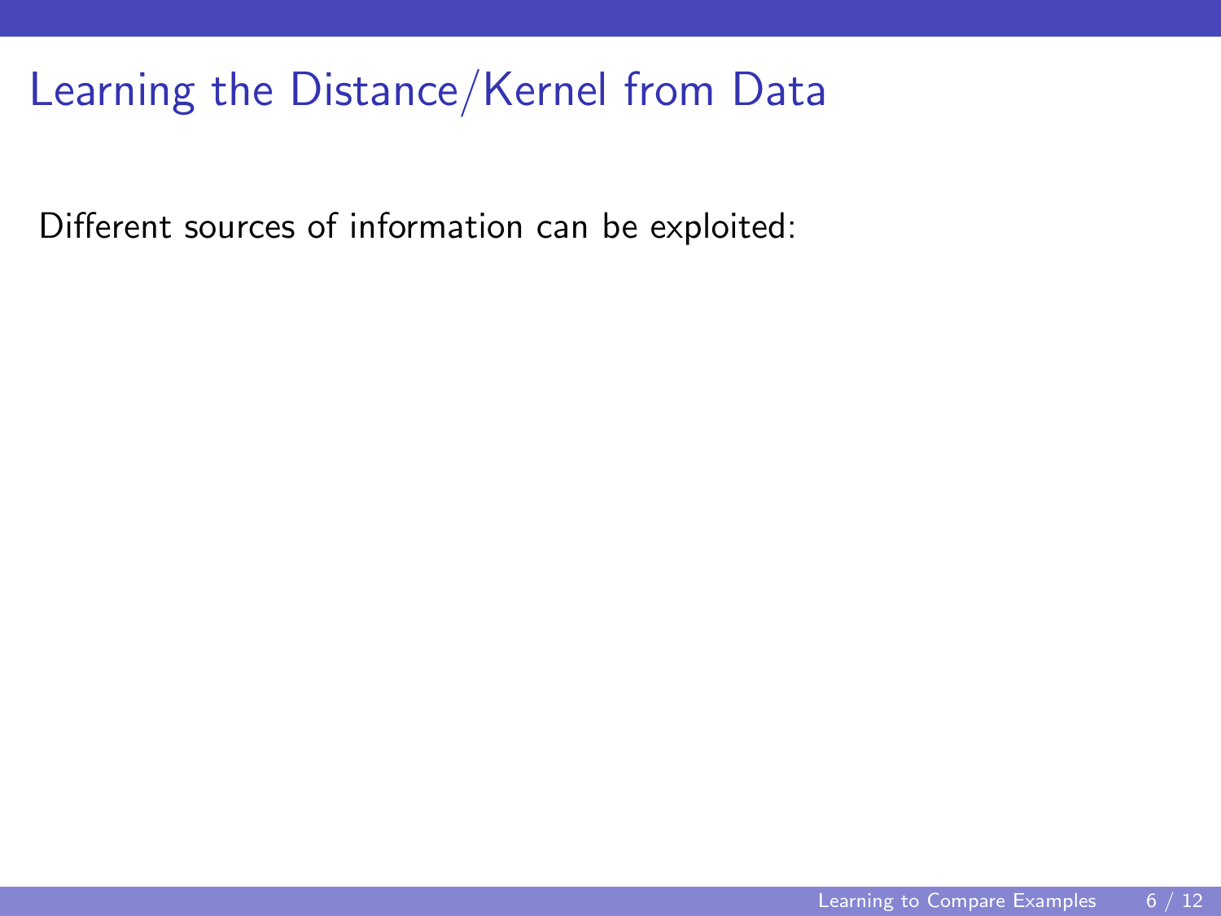# Learning the Distance/Kernel from Data

Different sources of information can be exploited: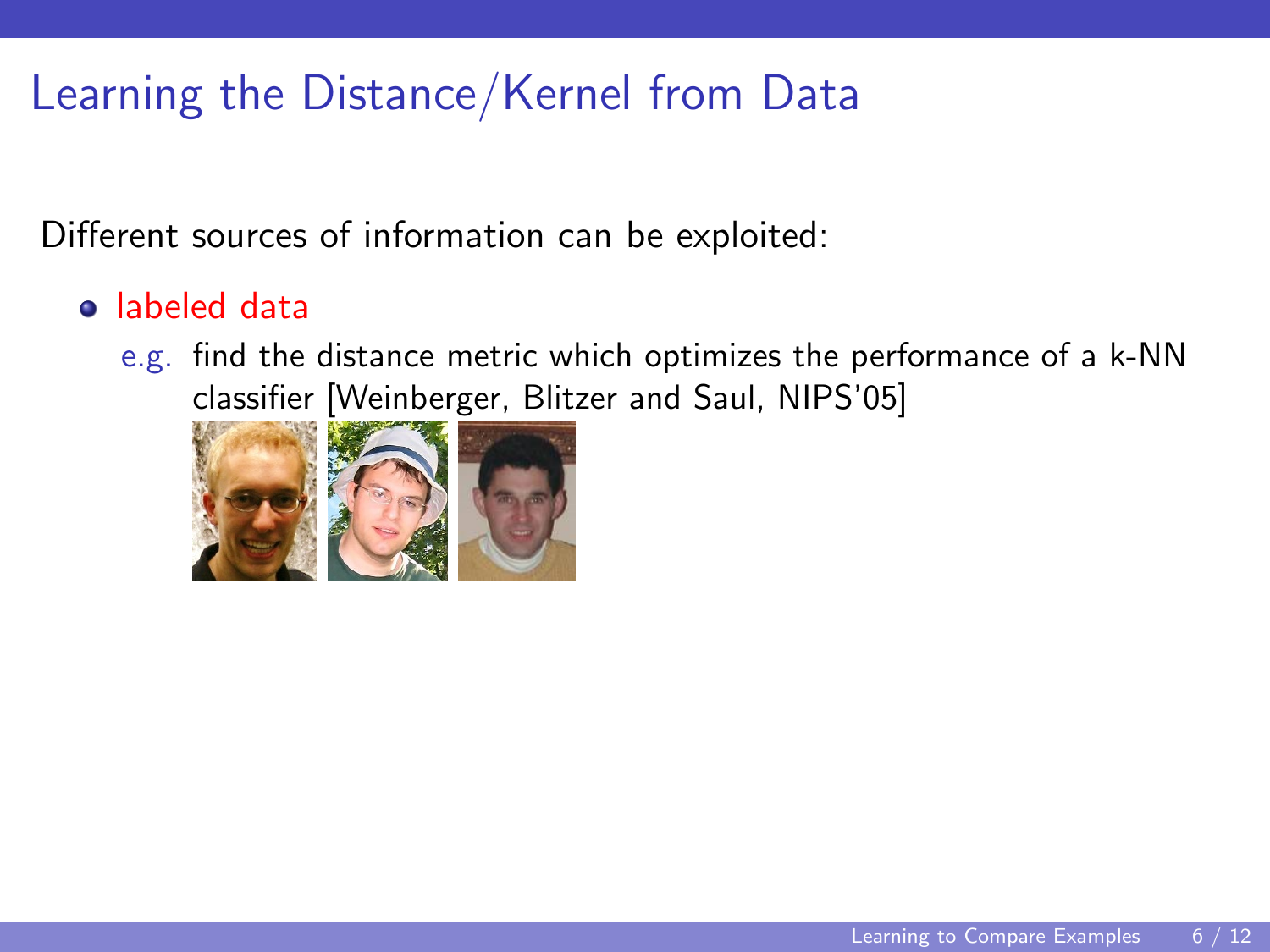# Learning the Distance/Kernel from Data

Different sources of information can be exploited:

- labeled data
  - e.g. find the distance metric which optimizes the performance of a k-NN classifier [Weinberger, Blitzer and Saul, NIPS'05]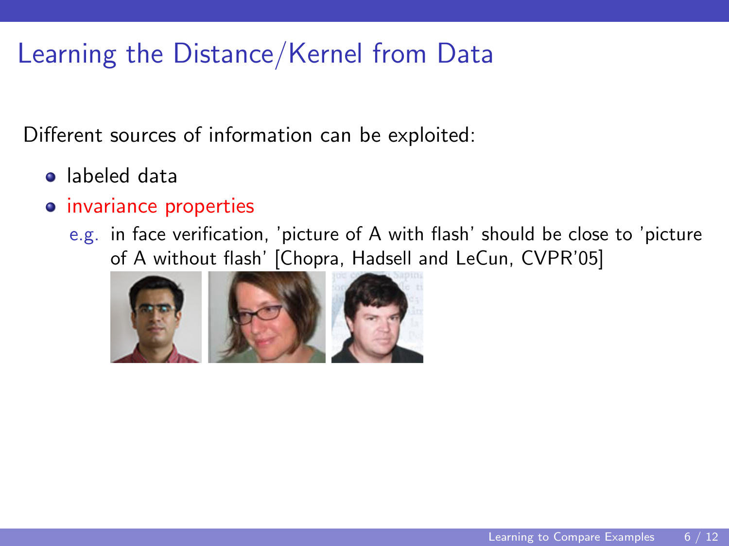# Learning the Distance/Kernel from Data

Different sources of information can be exploited:

- labeled data
- invariance properties

  e.g. in face verification, 'picture of A with flash' should be close to 'picture of A without flash' [Chopra, Hadsell and LeCun, CVPR'05]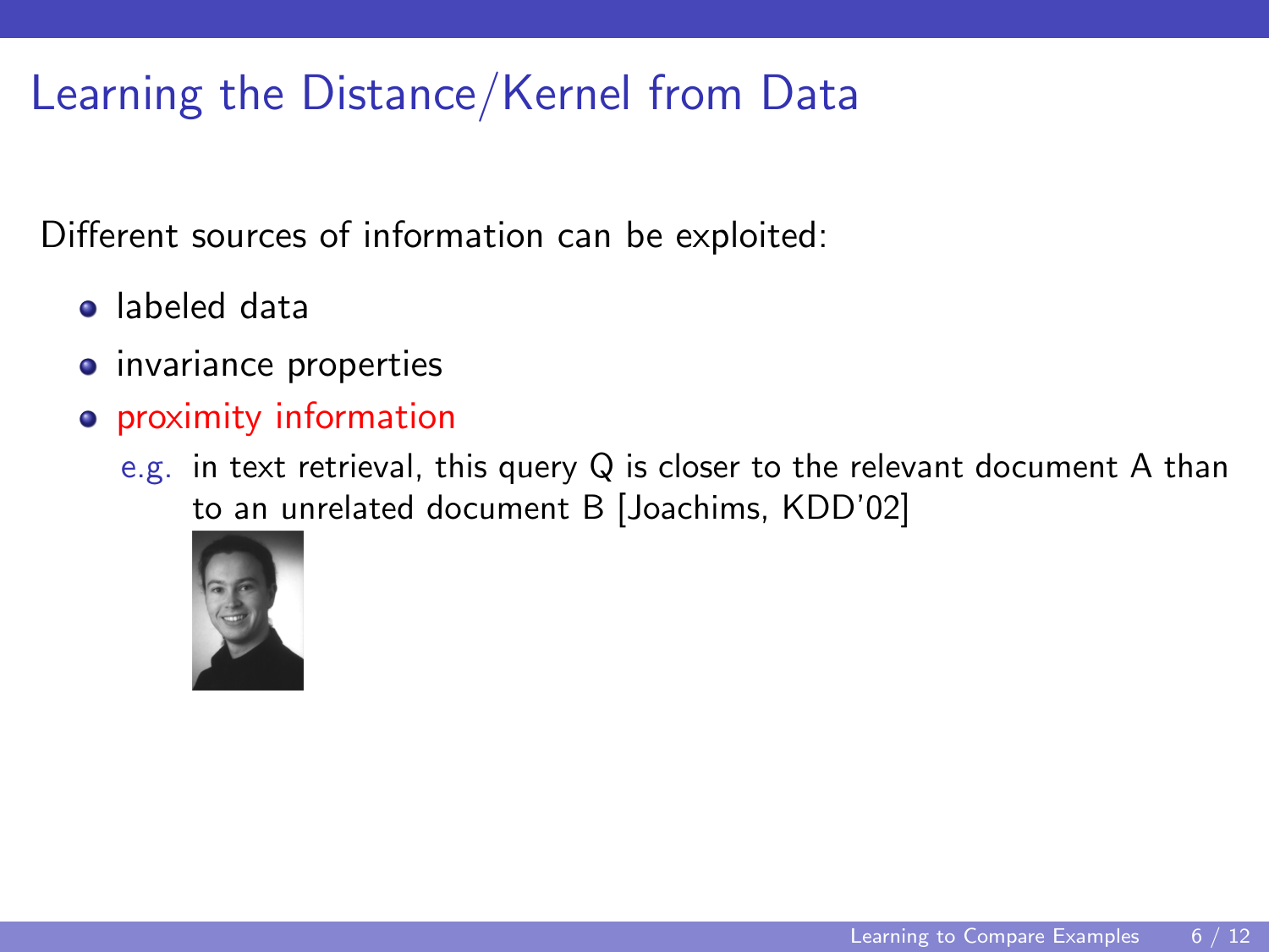# Learning the Distance/Kernel from Data

Different sources of information can be exploited:

- labeled data
- invariance properties
- proximity information
  - e.g. in text retrieval, this query Q is closer to the relevant document A than to an unrelated document B [Joachims, KDD'02]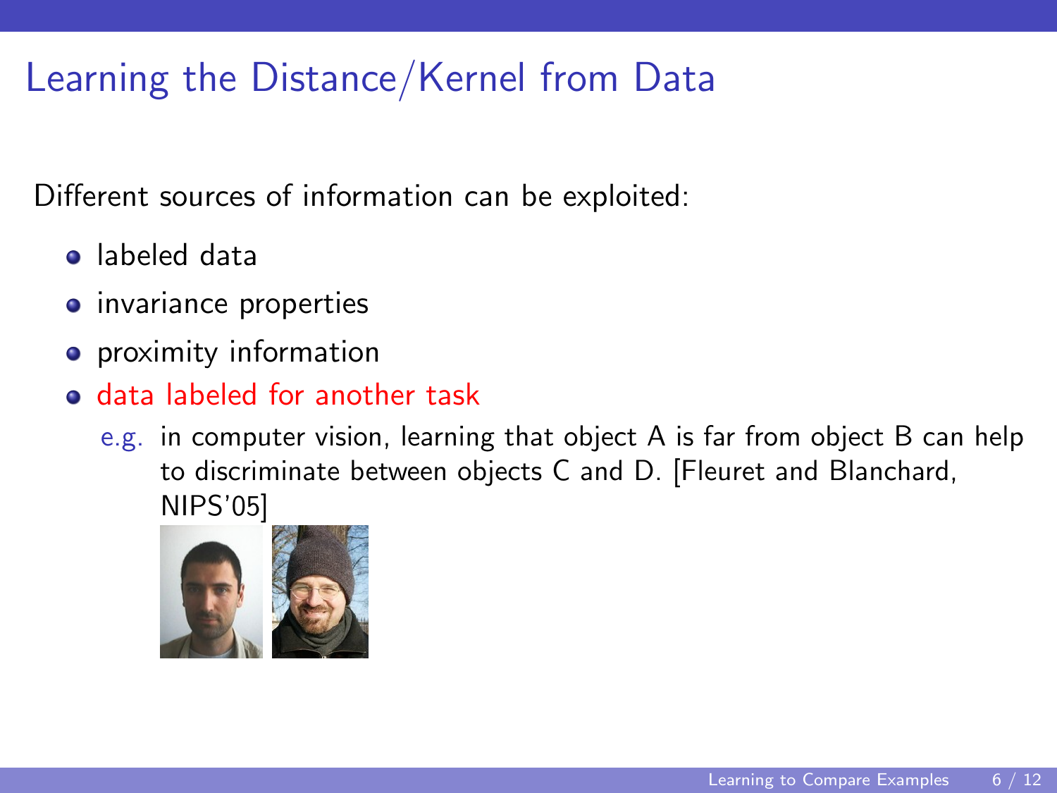# Learning the Distance/Kernel from Data

Different sources of information can be exploited:

- labeled data
- invariance properties
- proximity information
- data labeled for another task

  e.g. in computer vision, learning that object A is far from object B can help to discriminate between objects C and D. [Fleuret and Blanchard, NIPS'05]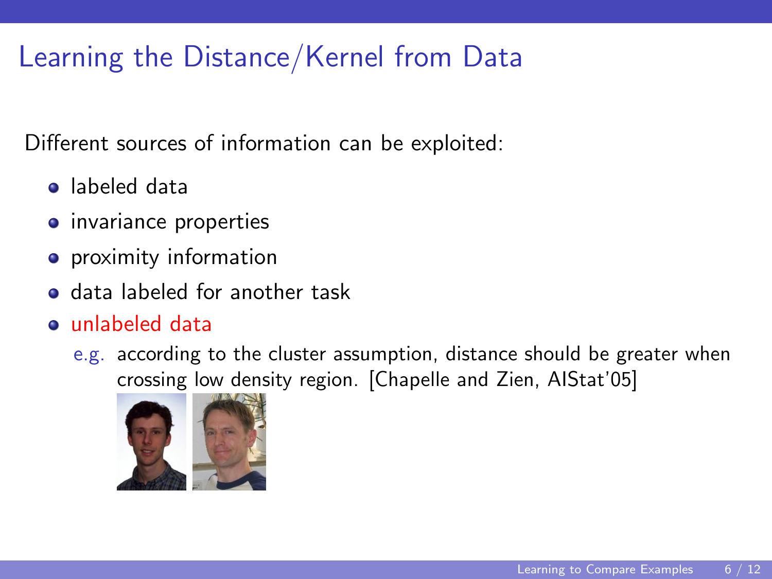# Learning the Distance/Kernel from Data

Different sources of information can be exploited:

- labeled data
- invariance properties
- proximity information
- data labeled for another task
- unlabeled data

  e.g. according to the cluster assumption, distance should be greater when crossing low density region. [Chapelle and Zien, AIStat'05]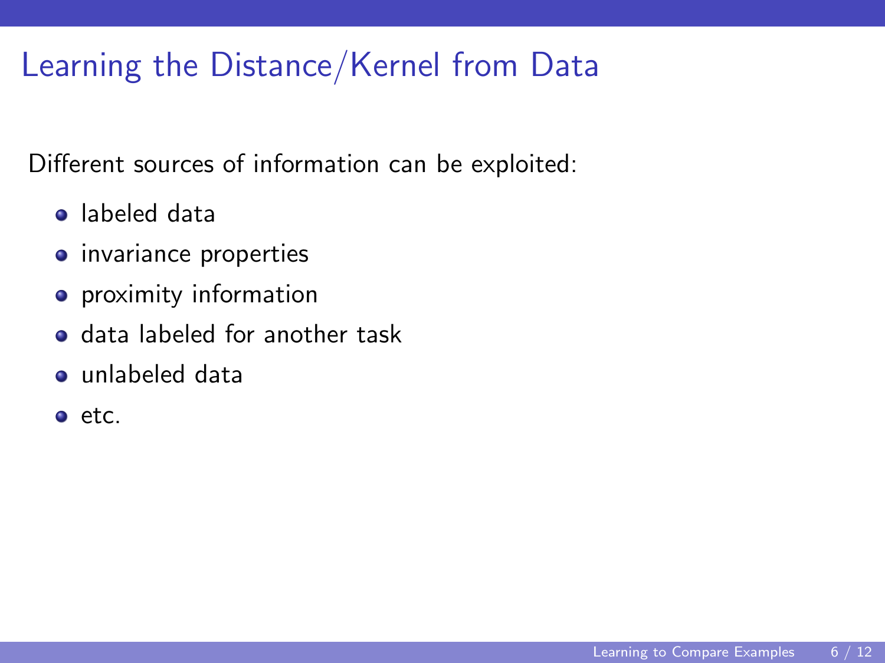# Learning the Distance/Kernel from Data

Different sources of information can be exploited:

- labeled data
- invariance properties
- proximity information
- data labeled for another task
- unlabeled data
- etc.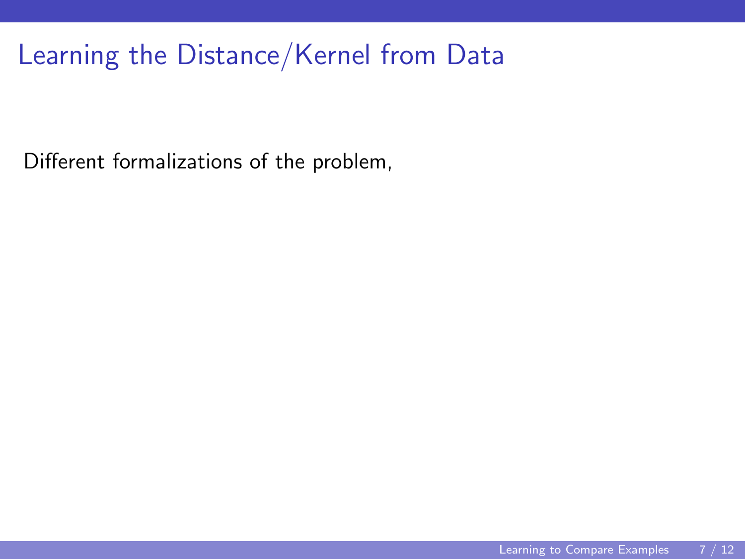# Learning the Distance/Kernel from Data

Different formalizations of the problem,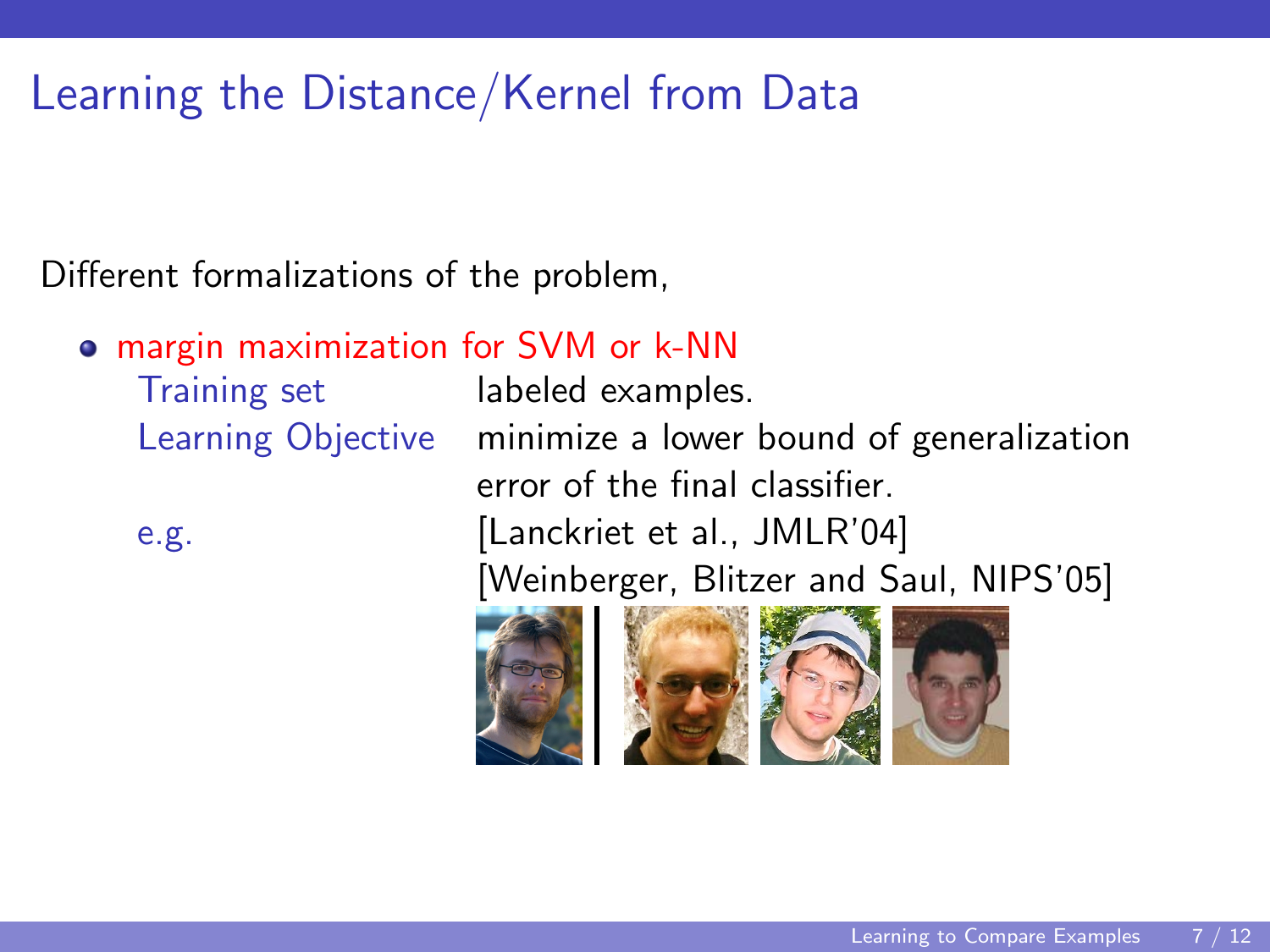# Learning the Distance/Kernel from Data

Different formalizations of the problem,

- margin maximization for SVM or k-NN

| | |
|---|---|
| Training set | labeled examples. |
| Learning Objective | minimize a lower bound of generalization error of the final classifier. |
| e.g. | [Lanckriet et al., JMLR'04] |
| | [Weinberger, Blitzer and Saul, NIPS'05] |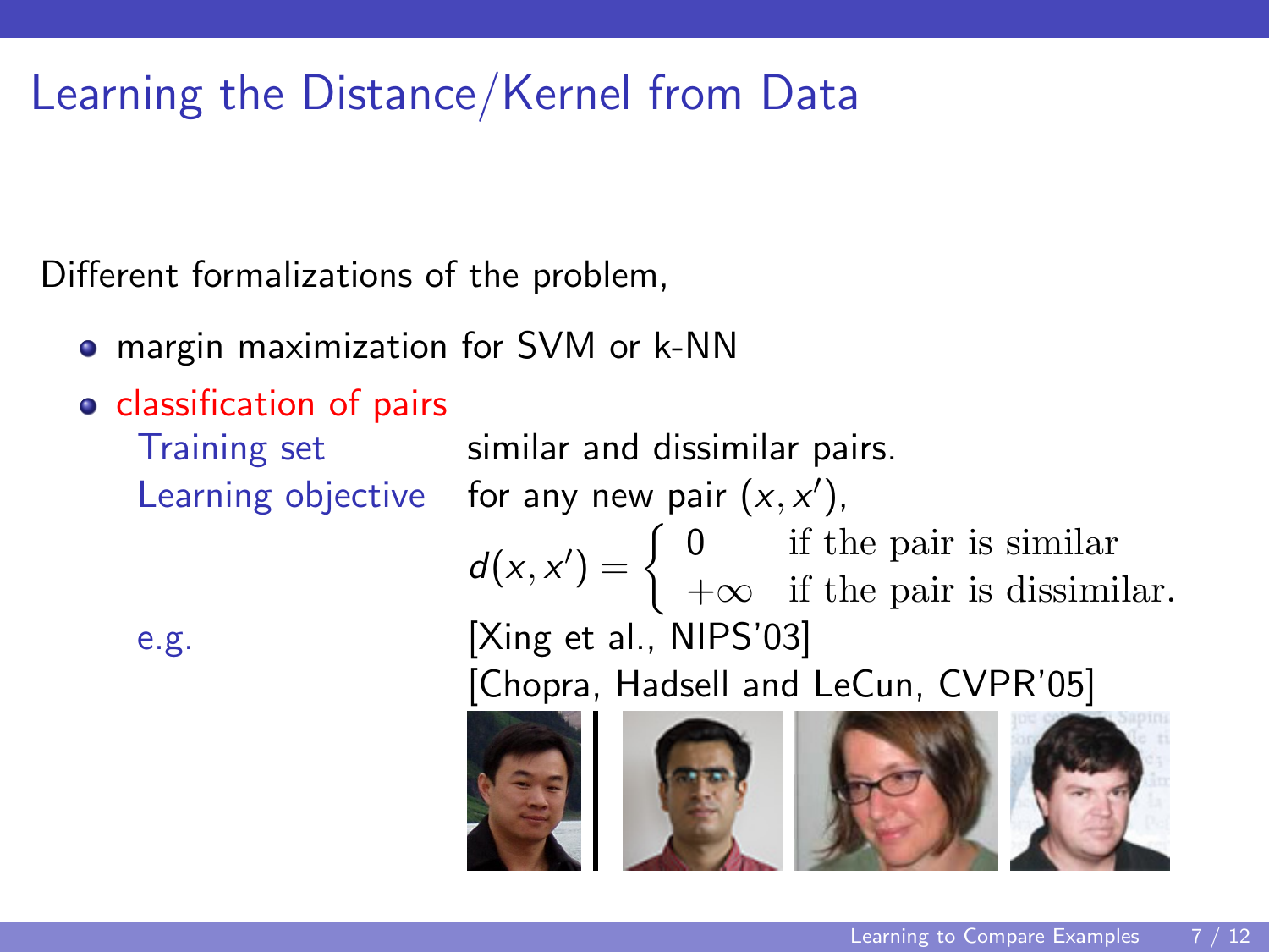# Learning the Distance/Kernel from Data

Different formalizations of the problem,

- margin maximization for SVM or k-NN
- classification of pairs

| | |
|---|---|
| Training set | similar and dissimilar pairs. |
| Learning objective | for any new pair $(x, x')$, $d(x, x') = \begin{cases} 0 & \text{if the pair is similar} \\ +\infty & \text{if the pair is dissimilar.} \end{cases}$ |
| e.g. | [Xing et al., NIPS'03] [Chopra, Hadsell and LeCun, CVPR'05] |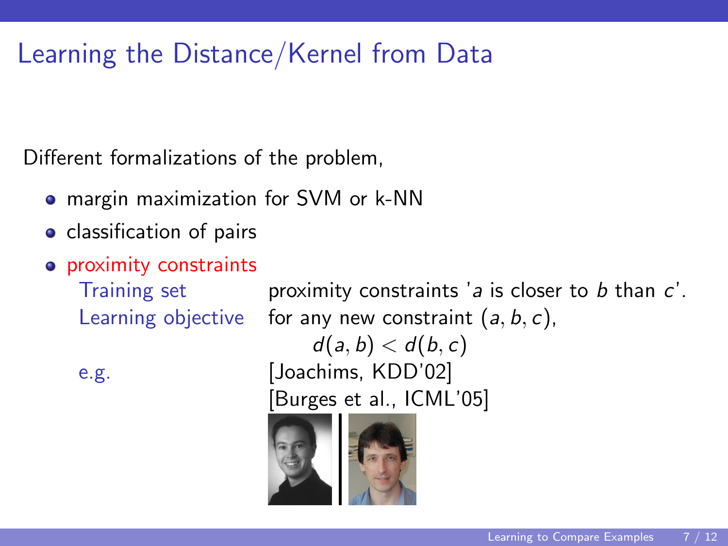# Learning the Distance/Kernel from Data

Different formalizations of the problem,

- margin maximization for SVM or k-NN
- classification of pairs
- proximity constraints

| | |
|---|---|
| Training set | proximity constraints '$a$ is closer to $b$ than $c$'. |
| Learning objective | for any new constraint $(a, b, c)$, $d(a, b) < d(b, c)$ |
| e.g. | [Joachims, KDD'02] [Burges et al., ICML'05] |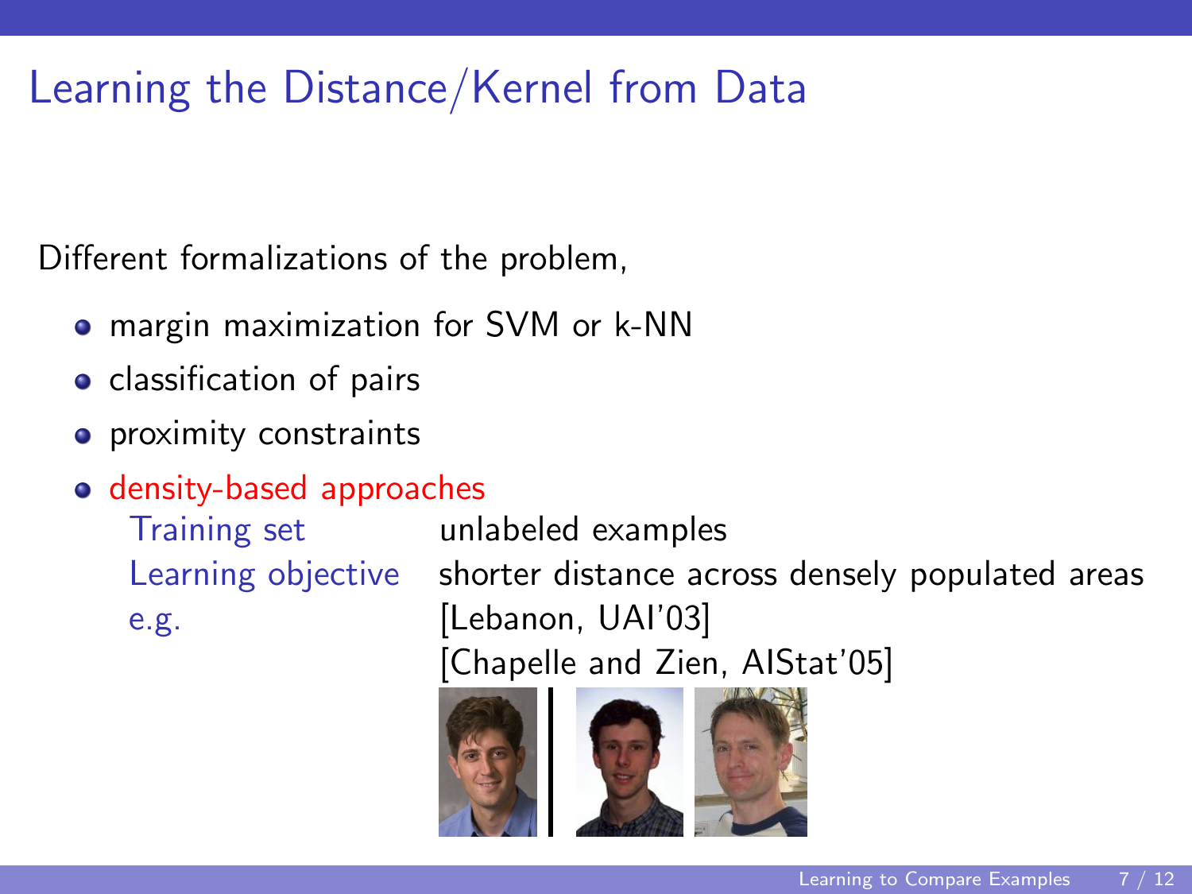# Learning the Distance/Kernel from Data

Different formalizations of the problem,

- margin maximization for SVM or k-NN
- classification of pairs
- proximity constraints
- density-based approaches

| | |
|---|---|
| Training set | unlabeled examples |
| Learning objective | shorter distance across densely populated areas |
| e.g. | [Lebanon, UAI'03] |
| | [Chapelle and Zien, AIStat'05] |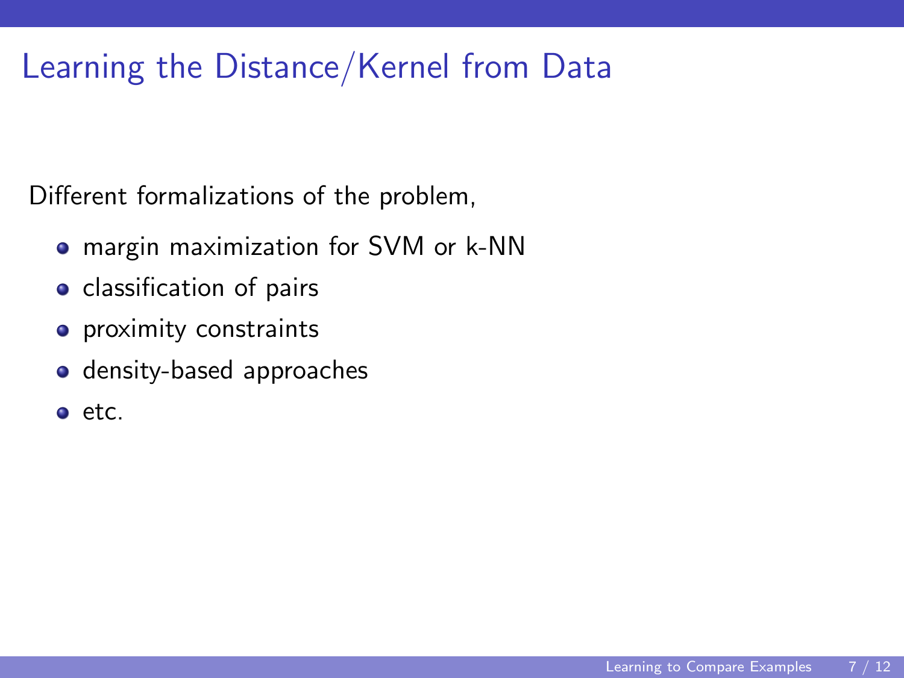# Learning the Distance/Kernel from Data

Different formalizations of the problem,

- margin maximization for SVM or k-NN
- classification of pairs
- proximity constraints
- density-based approaches
- etc.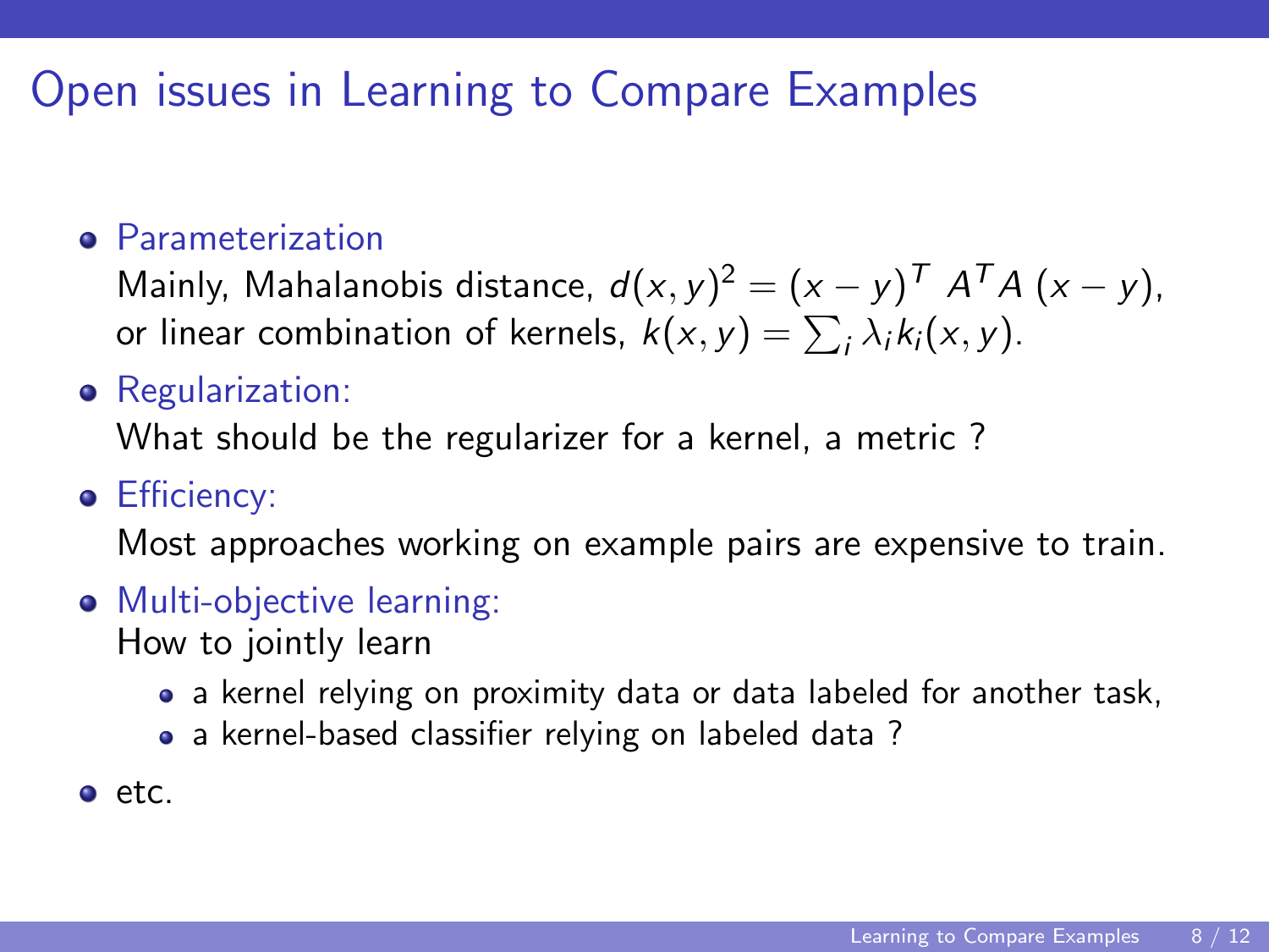# Open issues in Learning to Compare Examples

- Parameterization
  Mainly, Mahalanobis distance, $d(x, y)^2 = (x - y)^T \; A^T A \; (x - y)$, or linear combination of kernels, $k(x, y) = \sum_i \lambda_i k_i(x, y)$.
- Regularization:
  What should be the regularizer for a kernel, a metric ?
- Efficiency:
  Most approaches working on example pairs are expensive to train.
- Multi-objective learning:
  How to jointly learn
  - a kernel relying on proximity data or data labeled for another task,
  - a kernel-based classifier relying on labeled data ?
- etc.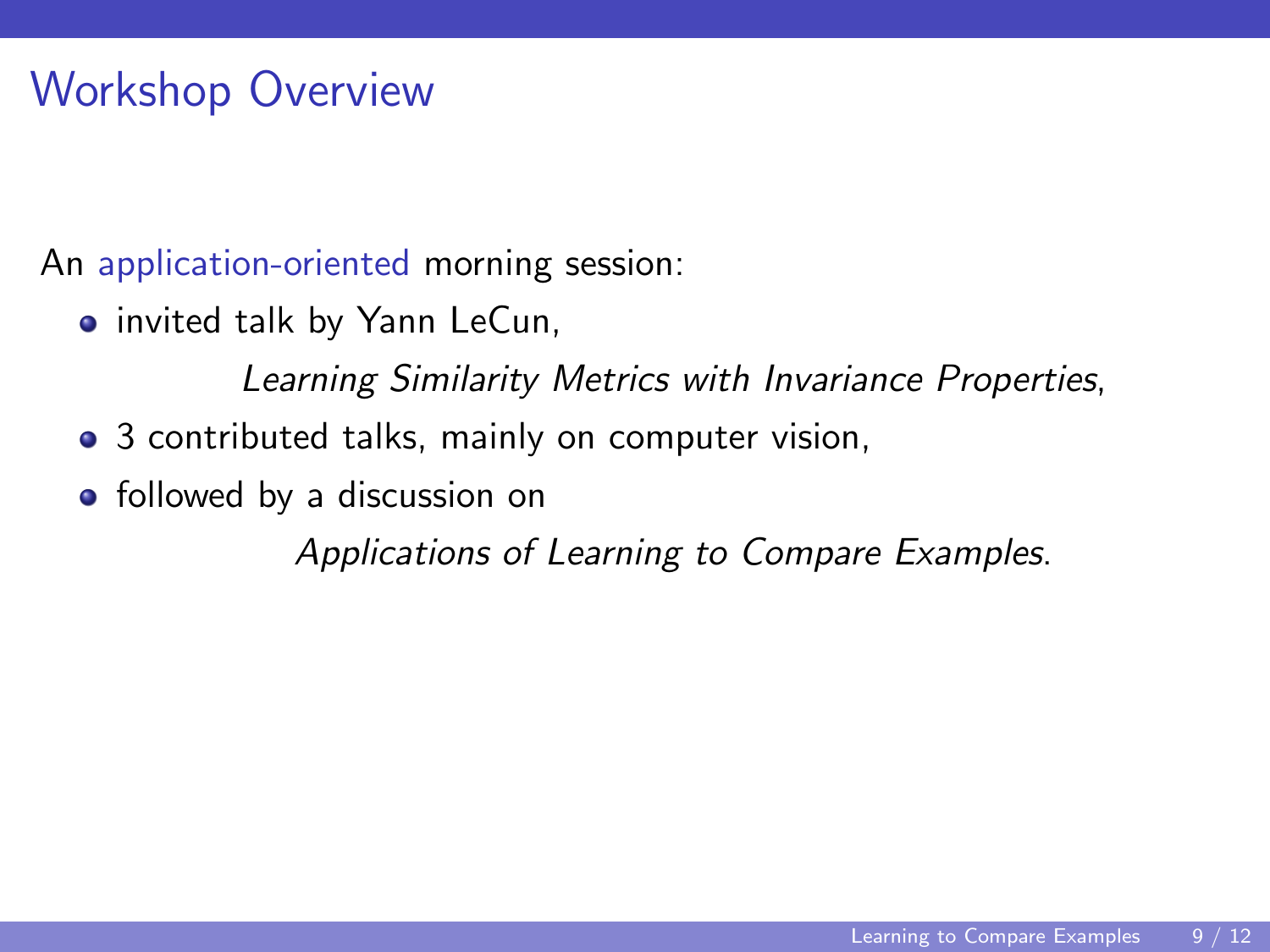# Workshop Overview

An application-oriented morning session:

- invited talk by Yann LeCun,

  *Learning Similarity Metrics with Invariance Properties*,
- 3 contributed talks, mainly on computer vision,
- followed by a discussion on

  *Applications of Learning to Compare Examples*.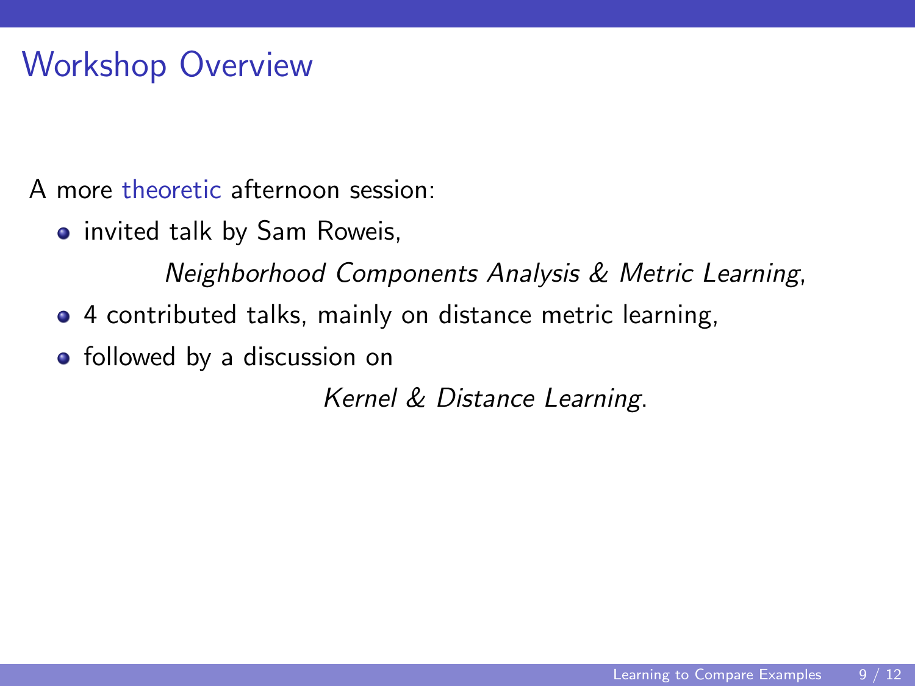# Workshop Overview

A more theoretic afternoon session:

- invited talk by Sam Roweis,

  *Neighborhood Components Analysis & Metric Learning*,

- 4 contributed talks, mainly on distance metric learning,
- followed by a discussion on

  *Kernel & Distance Learning*.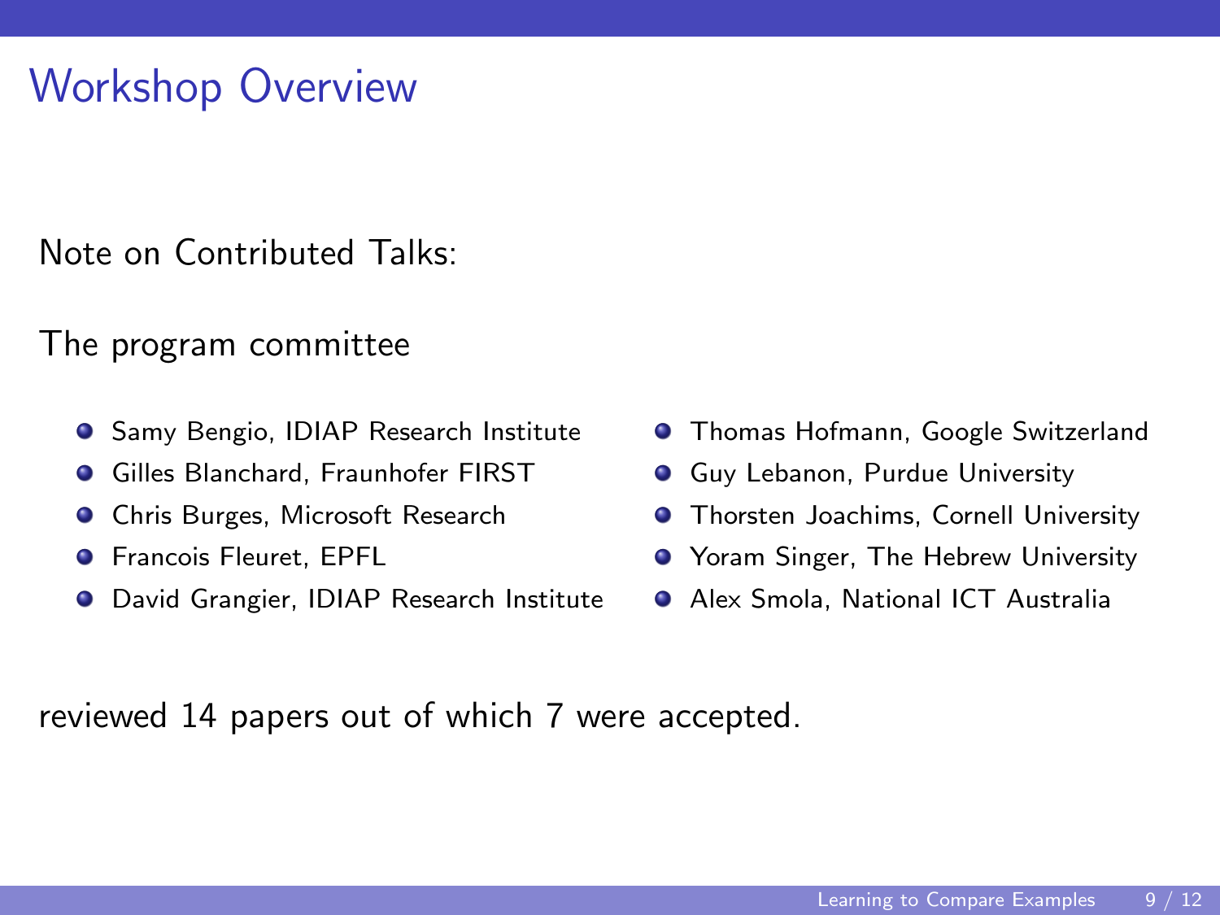# Workshop Overview

Note on Contributed Talks:

The program committee

- Samy Bengio, IDIAP Research Institute
- Gilles Blanchard, Fraunhofer FIRST
- Chris Burges, Microsoft Research
- Francois Fleuret, EPFL
- David Grangier, IDIAP Research Institute
- Thomas Hofmann, Google Switzerland
- Guy Lebanon, Purdue University
- Thorsten Joachims, Cornell University
- Yoram Singer, The Hebrew University
- Alex Smola, National ICT Australia

reviewed 14 papers out of which 7 were accepted.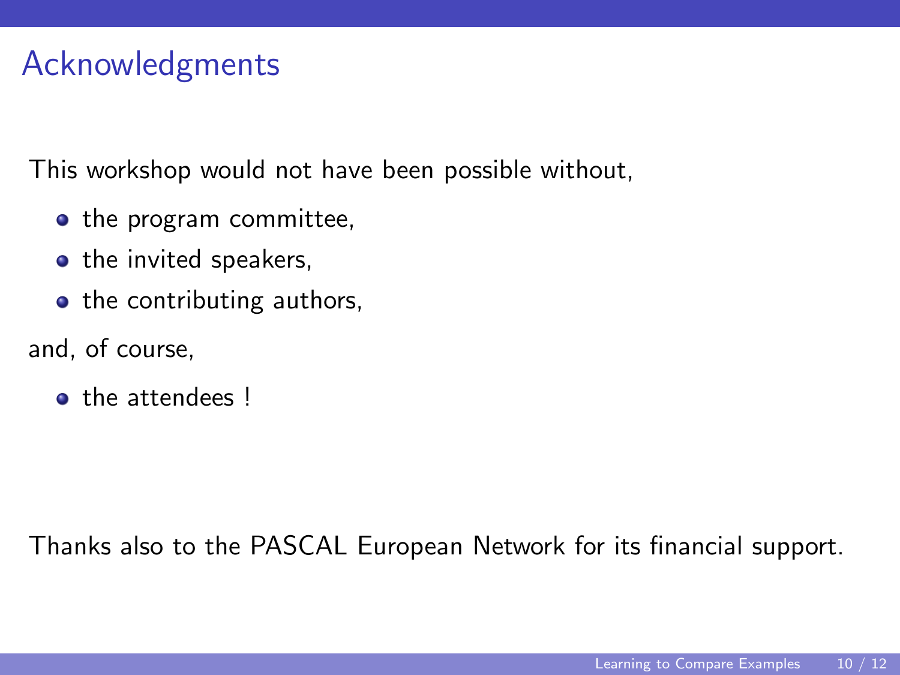# Acknowledgments

This workshop would not have been possible without,

- the program committee,
- the invited speakers,
- the contributing authors,

and, of course,

- the attendees !

Thanks also to the PASCAL European Network for its financial support.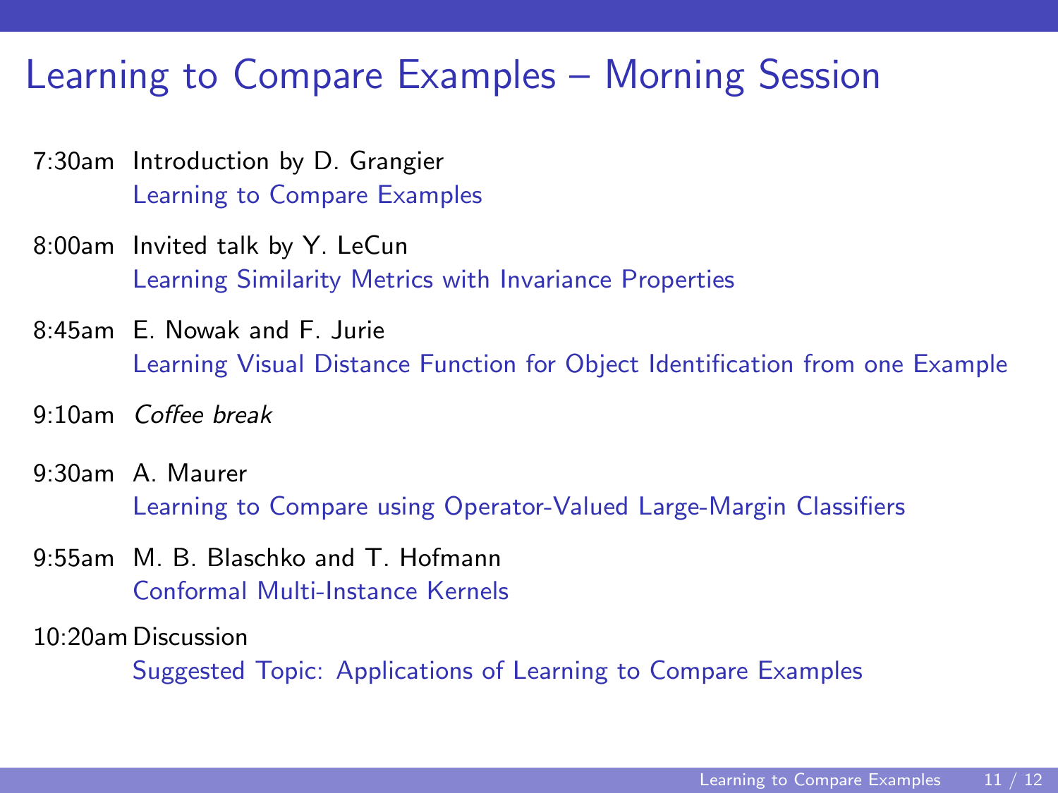# Learning to Compare Examples – Morning Session

- **7:30am** Introduction by D. Grangier
  Learning to Compare Examples
- **8:00am** Invited talk by Y. LeCun
  Learning Similarity Metrics with Invariance Properties
- **8:45am** E. Nowak and F. Jurie
  Learning Visual Distance Function for Object Identification from one Example
- **9:10am** *Coffee break*
- **9:30am** A. Maurer
  Learning to Compare using Operator-Valued Large-Margin Classifiers
- **9:55am** M. B. Blaschko and T. Hofmann
  Conformal Multi-Instance Kernels
- **10:20am** Discussion
  Suggested Topic: Applications of Learning to Compare Examples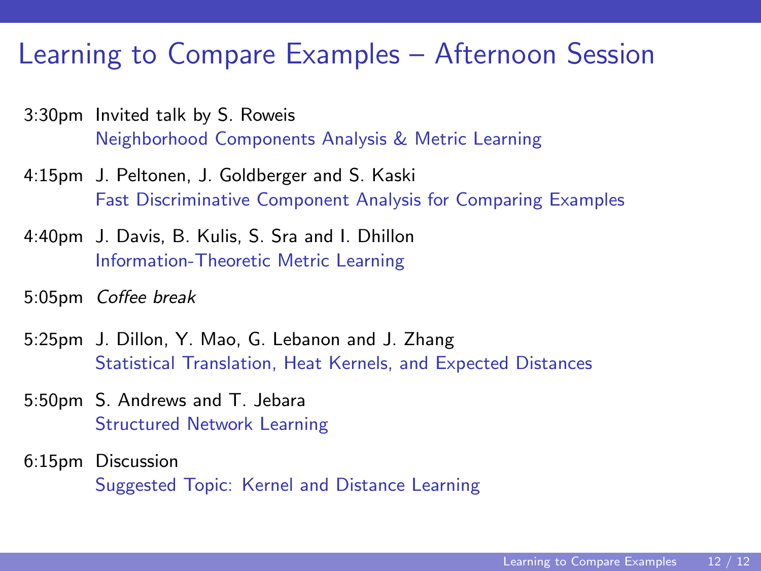# Learning to Compare Examples – Afternoon Session

3:30pm Invited talk by S. Roweis
Neighborhood Components Analysis & Metric Learning

4:15pm J. Peltonen, J. Goldberger and S. Kaski
Fast Discriminative Component Analysis for Comparing Examples

4:40pm J. Davis, B. Kulis, S. Sra and I. Dhillon
Information-Theoretic Metric Learning

5:05pm *Coffee break*

5:25pm J. Dillon, Y. Mao, G. Lebanon and J. Zhang
Statistical Translation, Heat Kernels, and Expected Distances

5:50pm S. Andrews and T. Jebara
Structured Network Learning

6:15pm Discussion
Suggested Topic: Kernel and Distance Learning